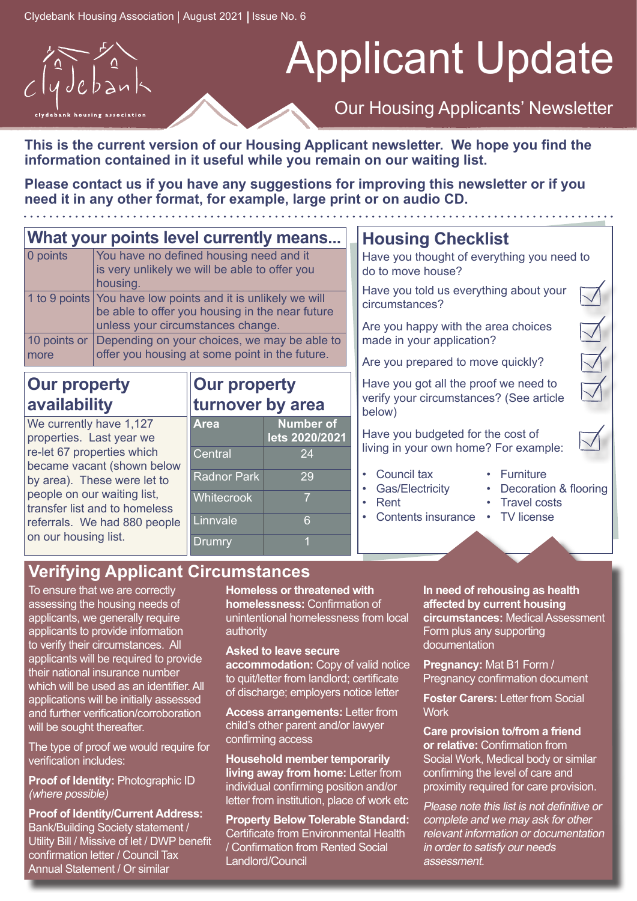Clydebank Housing Association | August 2021 | Issue No. 6

# Applicant Update

## Our Housing Applicants' Newsletter

**This is the current version of our Housing Applicant newsletter. We hope you find the information contained in it useful while you remain on our waiting list.**

**Please contact us if you have any suggestions for improving this newsletter or if you need it in any other format, for example, large print or on audio CD.**

## What your points level currently means...

| Points | Meaning |
|---|---|
| 0 points | You have no defined housing need and it is very unlikely we will be able to offer you housing. |
| 1 to 9 points | You have low points and it is unlikely we will be able to offer you housing in the near future unless your circumstances change. |
| 10 points or more | Depending on your choices, we may be able to offer you housing at some point in the future. |

## Our property availability

We currently have 1,127 properties. Last year we re-let 67 properties which became vacant (shown below by area). These were let to people on our waiting list, transfer list and to homeless referrals. We had 880 people on our housing list.

## Our property turnover by area

| Area | Number of lets 2020/2021 |
|---|---|
| Central | 24 |
| Radnor Park | 29 |
| Whitecrook | 7 |
| Linnvale | 6 |
| Drumry | 1 |

## Housing Checklist

Have you thought of everything you need to do to move house?

- Have you told us everything about your circumstances?
- Are you happy with the area choices made in your application?
- Are you prepared to move quickly?
- Have you got all the proof we need to verify your circumstances? (See article below)
- Have you budgeted for the cost of living in your own home? For example:
  - Council tax
  - Gas/Electricity
  - Rent
  - Contents insurance
  - Furniture
  - Decoration & flooring
  - Travel costs
  - TV license

## Verifying Applicant Circumstances

To ensure that we are correctly assessing the housing needs of applicants, we generally require applicants to provide information to verify their circumstances. All applicants will be required to provide their national insurance number which will be used as an identifier. All applications will be initially assessed and further verification/corroboration will be sought thereafter.

The type of proof we would require for verification includes:

**Proof of Identity:** Photographic ID *(where possible)*

**Proof of Identity/Current Address:** Bank/Building Society statement / Utility Bill / Missive of let / DWP benefit confirmation letter / Council Tax Annual Statement / Or similar

**Homeless or threatened with homelessness:** Confirmation of unintentional homelessness from local authority

**Asked to leave secure accommodation:** Copy of valid notice to quit/letter from landlord; certificate of discharge; employers notice letter

**Access arrangements:** Letter from child's other parent and/or lawyer confirming access

**Household member temporarily living away from home:** Letter from individual confirming position and/or letter from institution, place of work etc

**Property Below Tolerable Standard:** Certificate from Environmental Health / Confirmation from Rented Social Landlord/Council

**In need of rehousing as health affected by current housing circumstances:** Medical Assessment Form plus any supporting documentation

**Pregnancy:** Mat B1 Form / Pregnancy confirmation document

**Foster Carers:** Letter from Social Work

**Care provision to/from a friend or relative:** Confirmation from Social Work, Medical body or similar confirming the level of care and proximity required for care provision.

*Please note this list is not definitive or complete and we may ask for other relevant information or documentation in order to satisfy our needs assessment.*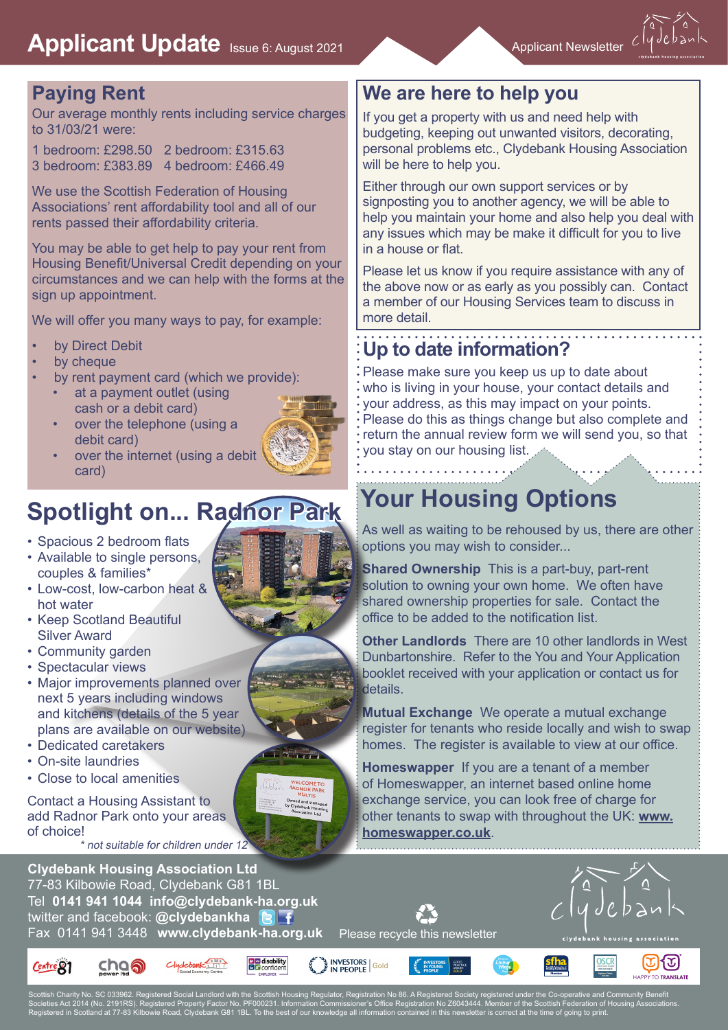# Applicant Update Issue 6: August 2021

Applicant Newsletter

## Paying Rent

Our average monthly rents including service charges to 31/03/21 were:

1 bedroom: £298.50   2 bedroom: £315.63
3 bedroom: £383.89   4 bedroom: £466.49

We use the Scottish Federation of Housing Associations' rent affordability tool and all of our rents passed their affordability criteria.

You may be able to get help to pay your rent from Housing Benefit/Universal Credit depending on your circumstances and we can help with the forms at the sign up appointment.

We will offer you many ways to pay, for example:

- by Direct Debit
- by cheque
- by rent payment card (which we provide):
  - at a payment outlet (using cash or a debit card)
  - over the telephone (using a debit card)
  - over the internet (using a debit card)

## Spotlight on... Radnor Park

- Spacious 2 bedroom flats
- Available to single persons, couples & families*
- Low-cost, low-carbon heat & hot water
- Keep Scotland Beautiful Silver Award
- Community garden
- Spectacular views
- Major improvements planned over next 5 years including windows and kitchens (details of the 5 year plans are available on our website)
- Dedicated caretakers
- On-site laundries
- Close to local amenities

Contact a Housing Assistant to add Radnor Park onto your areas of choice!

*\* not suitable for children under 12*

## We are here to help you

If you get a property with us and need help with budgeting, keeping out unwanted visitors, decorating, personal problems etc., Clydebank Housing Association will be here to help you.

Either through our own support services or by signposting you to another agency, we will be able to help you maintain your home and also help you deal with any issues which may be make it difficult for you to live in a house or flat.

Please let us know if you require assistance with any of the above now or as early as you possibly can. Contact a member of our Housing Services team to discuss in more detail.

## Up to date information?

Please make sure you keep us up to date about who is living in your house, your contact details and your address, as this may impact on your points. Please do this as things change but also complete and return the annual review form we will send you, so that you stay on our housing list.

## Your Housing Options

As well as waiting to be rehoused by us, there are other options you may wish to consider...

**Shared Ownership** This is a part-buy, part-rent solution to owning your own home. We often have shared ownership properties for sale. Contact the office to be added to the notification list.

**Other Landlords** There are 10 other landlords in West Dunbartonshire. Refer to the You and Your Application booklet received with your application or contact us for details.

**Mutual Exchange** We operate a mutual exchange register for tenants who reside locally and wish to swap homes. The register is available to view at our office.

**Homeswapper** If you are a tenant of a member of Homeswapper, an internet based online home exchange service, you can look free of charge for other tenants to swap with throughout the UK: **www.homeswapper.co.uk**.

**Clydebank Housing Association Ltd**
77-83 Kilbowie Road, Clydebank G81 1BL
Tel **0141 941 1044** **info@clydebank-ha.org.uk**
twitter and facebook: **@clydebankha**
Fax 0141 941 3448 **www.clydebank-ha.org.uk**

Please recycle this newsletter

Scottish Charity No. SC 033962. Registered Social Landlord with the Scottish Housing Regulator, Registration No 86. A Registered Society registered under the Co-operative and Community Benefit Societies Act 2014 (No. 2191RS). Registered Property Factor No. PF000231. Information Commissioner's Office Registration No Z6043444. Member of the Scottish Federation of Housing Associations. Registered in Scotland at 77-83 Kilbowie Road, Clydebank G81 1BL. To the best of our knowledge all information contained in this newsletter is correct at the time of going to print.